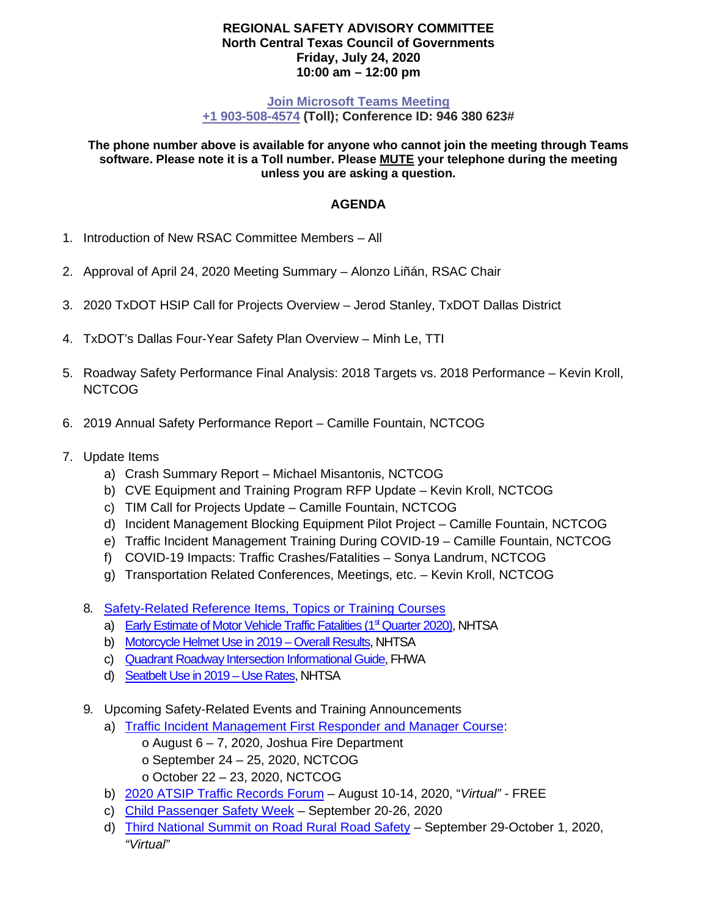**REGIONAL SAFETY ADVISORY COMMITTEE**
**North Central Texas Council of Governments**
**Friday, July 24, 2020**
**10:00 am – 12:00 pm**

**Join Microsoft Teams Meeting**
**+1 903-508-4574 (Toll); Conference ID: 946 380 623#**

**The phone number above is available for anyone who cannot join the meeting through Teams software. Please note it is a Toll number. Please MUTE your telephone during the meeting unless you are asking a question.**

## AGENDA

1. Introduction of New RSAC Committee Members – All

2. Approval of April 24, 2020 Meeting Summary – Alonzo Liñán, RSAC Chair

3. 2020 TxDOT HSIP Call for Projects Overview – Jerod Stanley, TxDOT Dallas District

4. TxDOT's Dallas Four-Year Safety Plan Overview – Minh Le, TTI

5. Roadway Safety Performance Final Analysis: 2018 Targets vs. 2018 Performance – Kevin Kroll, NCTCOG

6. 2019 Annual Safety Performance Report – Camille Fountain, NCTCOG

7. Update Items
   a) Crash Summary Report – Michael Misantonis, NCTCOG
   b) CVE Equipment and Training Program RFP Update – Kevin Kroll, NCTCOG
   c) TIM Call for Projects Update – Camille Fountain, NCTCOG
   d) Incident Management Blocking Equipment Pilot Project – Camille Fountain, NCTCOG
   e) Traffic Incident Management Training During COVID-19 – Camille Fountain, NCTCOG
   f) COVID-19 Impacts: Traffic Crashes/Fatalities – Sonya Landrum, NCTCOG
   g) Transportation Related Conferences, Meetings, etc. – Kevin Kroll, NCTCOG

8. Safety-Related Reference Items, Topics or Training Courses
   a) Early Estimate of Motor Vehicle Traffic Fatalities (1st Quarter 2020), NHTSA
   b) Motorcycle Helmet Use in 2019 – Overall Results, NHTSA
   c) Quadrant Roadway Intersection Informational Guide, FHWA
   d) Seatbelt Use in 2019 – Use Rates, NHTSA

9. Upcoming Safety-Related Events and Training Announcements
   a) Traffic Incident Management First Responder and Manager Course:
      - August 6 – 7, 2020, Joshua Fire Department
      - September 24 – 25, 2020, NCTCOG
      - October 22 – 23, 2020, NCTCOG
   b) 2020 ATSIP Traffic Records Forum – August 10-14, 2020, "*Virtual*" - FREE
   c) Child Passenger Safety Week – September 20-26, 2020
   d) Third National Summit on Road Rural Road Safety – September 29-October 1, 2020, *"Virtual"*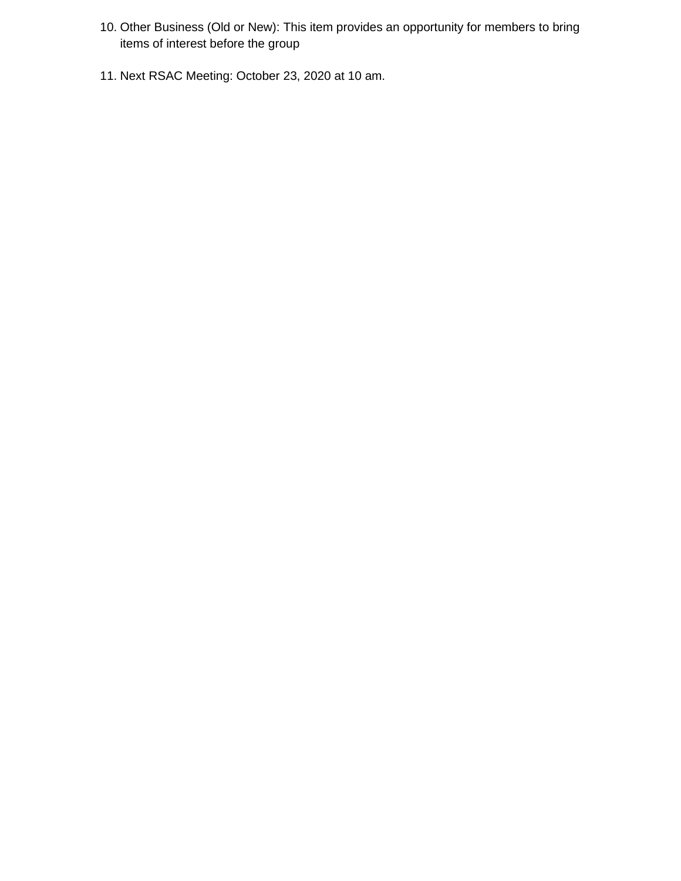10. Other Business (Old or New): This item provides an opportunity for members to bring items of interest before the group

11. Next RSAC Meeting: October 23, 2020 at 10 am.